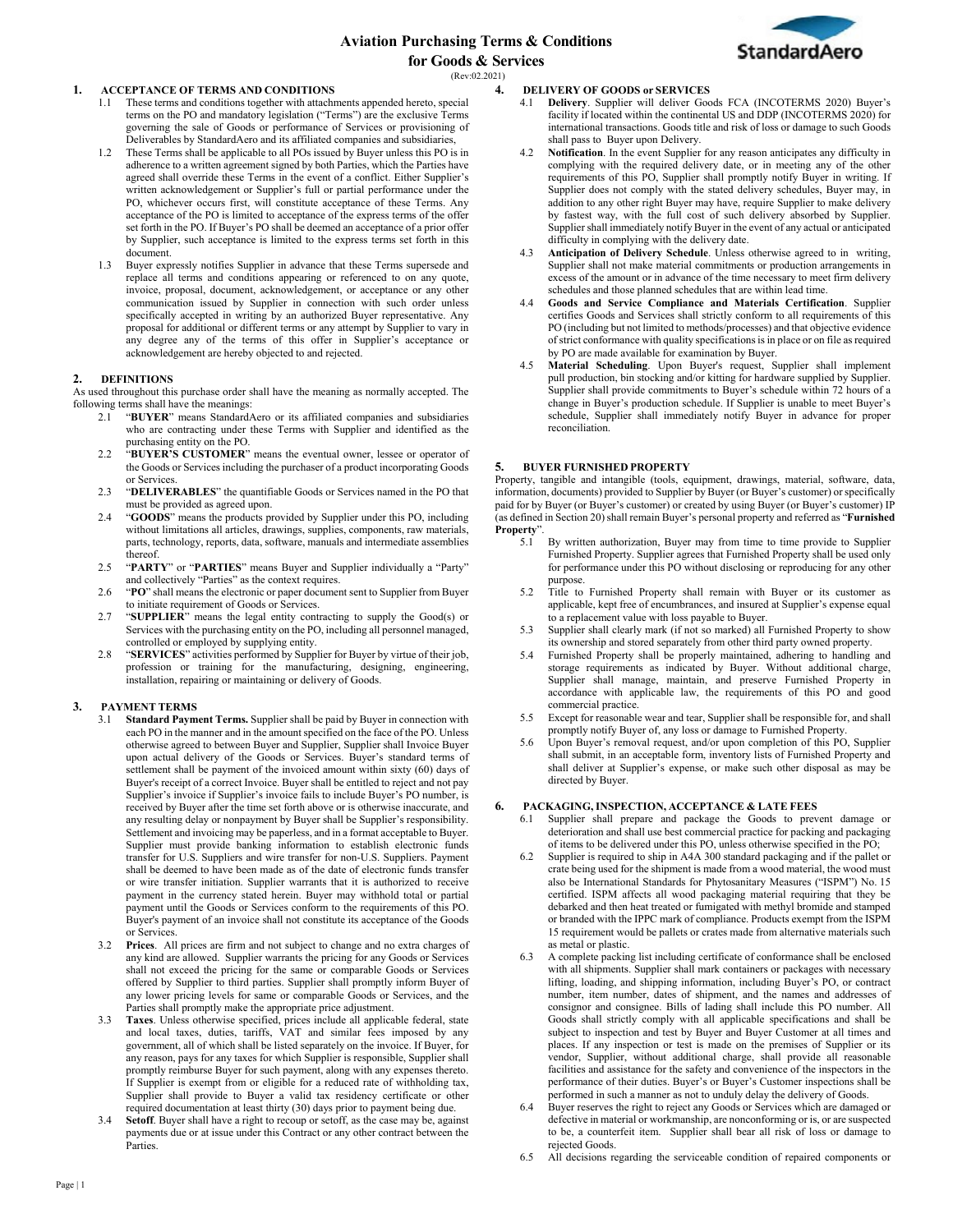# Aviation Purchasing Terms & Conditions for Goods & Services

(Rev:02.2021)

## 1. ACCEPTANCE OF TERMS AND CONDITIONS

1.1 These terms and conditions together with attachments appended hereto, special terms on the PO and mandatory legislation ("Terms") are the exclusive Terms governing the sale of Goods or performance of Services or provisioning of Deliverables by StandardAero and its affiliated companies and subsidiaries,

1.2 These Terms shall be applicable to all POs issued by Buyer unless this PO is in adherence to a written agreement signed by both Parties, which the Parties have agreed shall override these Terms in the event of a conflict. Either Supplier's written acknowledgement or Supplier's full or partial performance under the PO, whichever occurs first, will constitute acceptance of these Terms. Any acceptance of the PO is limited to acceptance of the express terms of the offer set forth in the PO. If Buyer's PO shall be deemed an acceptance of a prior offer by Supplier, such acceptance is limited to the express terms set forth in this document.

1.3 Buyer expressly notifies Supplier in advance that these Terms supersede and replace all terms and conditions appearing or referenced to on any quote, invoice, proposal, document, acknowledgement, or acceptance or any other communication issued by Supplier in connection with such order unless specifically accepted in writing by an authorized Buyer representative. Any proposal for additional or different terms or any attempt by Supplier to vary in any degree any of the terms of this offer in Supplier's acceptance or acknowledgement are hereby objected to and rejected.

## 2. DEFINITIONS

As used throughout this purchase order shall have the meaning as normally accepted. The following terms shall have the meanings:

2.1 "**BUYER**" means StandardAero or its affiliated companies and subsidiaries who are contracting under these Terms with Supplier and identified as the purchasing entity on the PO.

2.2 "**BUYER'S CUSTOMER**" means the eventual owner, lessee or operator of the Goods or Services including the purchaser of a product incorporating Goods or Services.

2.3 "**DELIVERABLES**" the quantifiable Goods or Services named in the PO that must be provided as agreed upon.

2.4 "**GOODS**" means the products provided by Supplier under this PO, including without limitations all articles, drawings, supplies, components, raw materials, parts, technology, reports, data, software, manuals and intermediate assemblies thereof.

2.5 "**PARTY**" or "**PARTIES**" means Buyer and Supplier individually a "Party" and collectively "Parties" as the context requires.

2.6 "**PO**" shall means the electronic or paper document sent to Supplier from Buyer to initiate requirement of Goods or Services.

2.7 "**SUPPLIER**" means the legal entity contracting to supply the Good(s) or Services with the purchasing entity on the PO, including all personnel managed, controlled or employed by supplying entity.

2.8 "**SERVICES**" activities performed by Supplier for Buyer by virtue of their job, profession or training for the manufacturing, designing, engineering, installation, repairing or maintaining or delivery of Goods.

## 3. PAYMENT TERMS

3.1 **Standard Payment Terms.** Supplier shall be paid by Buyer in connection with each PO in the manner and in the amount specified on the face of the PO. Unless otherwise agreed to between Buyer and Supplier, Supplier shall Invoice Buyer upon actual delivery of the Goods or Services. Buyer's standard terms of settlement shall be payment of the invoiced amount within sixty (60) days of Buyer's receipt of a correct Invoice. Buyer shall be entitled to reject and not pay Supplier's invoice if Supplier's invoice fails to include Buyer's PO number, is received by Buyer after the time set forth above or is otherwise inaccurate, and any resulting delay or nonpayment by Buyer shall be Supplier's responsibility. Settlement and invoicing may be paperless, and in a format acceptable to Buyer. Supplier must provide banking information to establish electronic funds transfer for U.S. Suppliers and wire transfer for non-U.S. Suppliers. Payment shall be deemed to have been made as of the date of electronic funds transfer or wire transfer initiation. Supplier warrants that it is authorized to receive payment in the currency stated herein. Buyer may withhold total or partial payment until the Goods or Services conform to the requirements of this PO. Buyer's payment of an invoice shall not constitute its acceptance of the Goods or Services.

3.2 **Prices**. All prices are firm and not subject to change and no extra charges of any kind are allowed. Supplier warrants the pricing for any Goods or Services shall not exceed the pricing for the same or comparable Goods or Services offered by Supplier to third parties. Supplier shall promptly inform Buyer of any lower pricing levels for same or comparable Goods or Services, and the Parties shall promptly make the appropriate price adjustment.

3.3 **Taxes**. Unless otherwise specified, prices include all applicable federal, state and local taxes, duties, tariffs, VAT and similar fees imposed by any government, all of which shall be listed separately on the invoice. If Buyer, for any reason, pays for any taxes for which Supplier is responsible, Supplier shall promptly reimburse Buyer for such payment, along with any expenses thereto. If Supplier is exempt from or eligible for a reduced rate of withholding tax, Supplier shall provide to Buyer a valid tax residency certificate or other required documentation at least thirty (30) days prior to payment being due.

3.4 **Setoff**. Buyer shall have a right to recoup or setoff, as the case may be, against payments due or at issue under this Contract or any other contract between the Parties.

## 4. DELIVERY OF GOODS or SERVICES

4.1 **Delivery**. Supplier will deliver Goods FCA (INCOTERMS 2020) Buyer's facility if located within the continental US and DDP (INCOTERMS 2020) for international transactions. Goods title and risk of loss or damage to such Goods shall pass to Buyer upon Delivery.

4.2 **Notification**. In the event Supplier for any reason anticipates any difficulty in complying with the required delivery date, or in meeting any of the other requirements of this PO, Supplier shall promptly notify Buyer in writing. If Supplier does not comply with the stated delivery schedules, Buyer may, in addition to any other right Buyer may have, require Supplier to make delivery by fastest way, with the full cost of such delivery absorbed by Supplier. Supplier shall immediately notify Buyer in the event of any actual or anticipated difficulty in complying with the delivery date.

4.3 **Anticipation of Delivery Schedule**. Unless otherwise agreed to in writing, Supplier shall not make material commitments or production arrangements in excess of the amount or in advance of the time necessary to meet firm delivery schedules and those planned schedules that are within lead time.

4.4 **Goods and Service Compliance and Materials Certification**. Supplier certifies Goods and Services shall strictly conform to all requirements of this PO (including but not limited to methods/processes) and that objective evidence of strict conformance with quality specifications is in place or on file as required by PO are made available for examination by Buyer.

4.5 **Material Scheduling**. Upon Buyer's request, Supplier shall implement pull production, bin stocking and/or kitting for hardware supplied by Supplier. Supplier shall provide commitments to Buyer's schedule within 72 hours of a change in Buyer's production schedule. If Supplier is unable to meet Buyer's schedule, Supplier shall immediately notify Buyer in advance for proper reconciliation.

## 5. BUYER FURNISHED PROPERTY

Property, tangible and intangible (tools, equipment, drawings, material, software, data, information, documents) provided to Supplier by Buyer (or Buyer's customer) or specifically paid for by Buyer (or Buyer's customer) or created by using Buyer (or Buyer's customer) IP (as defined in Section 20) shall remain Buyer's personal property and referred as "**Furnished Property**".

5.1 By written authorization, Buyer may from time to time provide to Supplier Furnished Property. Supplier agrees that Furnished Property shall be used only for performance under this PO without disclosing or reproducing for any other purpose.

5.2 Title to Furnished Property shall remain with Buyer or its customer as applicable, kept free of encumbrances, and insured at Supplier's expense equal to a replacement value with loss payable to Buyer.

5.3 Supplier shall clearly mark (if not so marked) all Furnished Property to show its ownership and stored separately from other third party owned property.

5.4 Furnished Property shall be properly maintained, adhering to handling and storage requirements as indicated by Buyer. Without additional charge, Supplier shall manage, maintain, and preserve Furnished Property in accordance with applicable law, the requirements of this PO and good commercial practice.

5.5 Except for reasonable wear and tear, Supplier shall be responsible for, and shall promptly notify Buyer of, any loss or damage to Furnished Property.

5.6 Upon Buyer's removal request, and/or upon completion of this PO, Supplier shall submit, in an acceptable form, inventory lists of Furnished Property and shall deliver at Supplier's expense, or make such other disposal as may be directed by Buyer.

## 6. PACKAGING, INSPECTION, ACCEPTANCE & LATE FEES

6.1 Supplier shall prepare and package the Goods to prevent damage or deterioration and shall use best commercial practice for packing and packaging of items to be delivered under this PO, unless otherwise specified in the PO;

6.2 Supplier is required to ship in A4A 300 standard packaging and if the pallet or crate being used for the shipment is made from a wood material, the wood must also be International Standards for Phytosanitary Measures ("ISPM") No. 15 certified. ISPM affects all wood packaging material requiring that they be debarked and then heat treated or fumigated with methyl bromide and stamped or branded with the IPPC mark of compliance. Products exempt from the ISPM 15 requirement would be pallets or crates made from alternative materials such as metal or plastic.

6.3 A complete packing list including certificate of conformance shall be enclosed with all shipments. Supplier shall mark containers or packages with necessary lifting, loading, and shipping information, including Buyer's PO, or contract number, item number, dates of shipment, and the names and addresses of consignor and consignee. Bills of lading shall include this PO number. All Goods shall strictly comply with all applicable specifications and shall be subject to inspection and test by Buyer and Buyer Customer at all times and places. If any inspection or test is made on the premises of Supplier or its vendor, Supplier, without additional charge, shall provide all reasonable facilities and assistance for the safety and convenience of the inspectors in the performance of their duties. Buyer's or Buyer's Customer inspections shall be performed in such a manner as not to unduly delay the delivery of Goods.

6.4 Buyer reserves the right to reject any Goods or Services which are damaged or defective in material or workmanship, are nonconforming or is, or are suspected to be, a counterfeit item. Supplier shall bear all risk of loss or damage to rejected Goods.

6.5 All decisions regarding the serviceable condition of repaired components or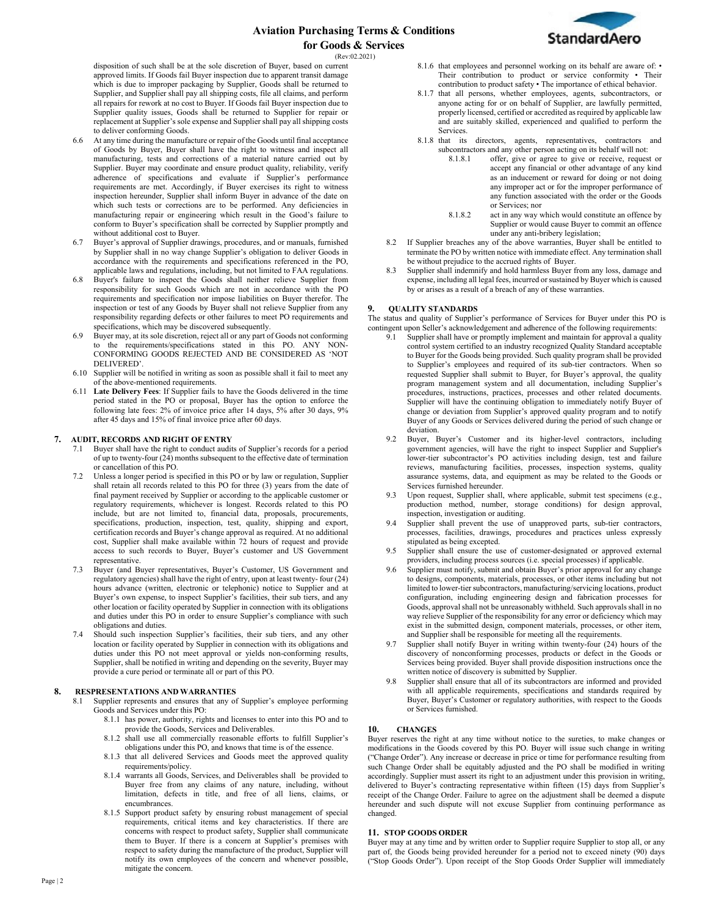disposition of such shall be at the sole discretion of Buyer, based on current approved limits. If Goods fail Buyer inspection due to apparent transit damage which is due to improper packaging by Supplier, Goods shall be returned to Supplier, and Supplier shall pay all shipping costs, file all claims, and perform all repairs for rework at no cost to Buyer. If Goods fail Buyer inspection due to Supplier quality issues, Goods shall be returned to Supplier for repair or replacement at Supplier's sole expense and Supplier shall pay all shipping costs to deliver conforming Goods.

6.6 At any time during the manufacture or repair of the Goods until final acceptance of Goods by Buyer, Buyer shall have the right to witness and inspect all manufacturing, tests and corrections of a material nature carried out by Supplier. Buyer may coordinate and ensure product quality, reliability, verify adherence of specifications and evaluate if Supplier's performance requirements are met. Accordingly, if Buyer exercises its right to witness inspection hereunder, Supplier shall inform Buyer in advance of the date on which such tests or corrections are to be performed. Any deficiencies in manufacturing repair or engineering which result in the Good's failure to conform to Buyer's specification shall be corrected by Supplier promptly and without additional cost to Buyer.

6.7 Buyer's approval of Supplier drawings, procedures, and or manuals, furnished by Supplier shall in no way change Supplier's obligation to deliver Goods in accordance with the requirements and specifications referenced in the PO, applicable laws and regulations, including, but not limited to FAA regulations.

6.8 Buyer's failure to inspect the Goods shall neither relieve Supplier from responsibility for such Goods which are not in accordance with the PO requirements and specification nor impose liabilities on Buyer therefor. The inspection or test of any Goods by Buyer shall not relieve Supplier from any responsibility regarding defects or other failures to meet PO requirements and specifications, which may be discovered subsequently.

6.9 Buyer may, at its sole discretion, reject all or any part of Goods not conforming to the requirements/specifications stated in this PO. ANY NON-CONFORMING GOODS REJECTED AND BE CONSIDERED AS 'NOT DELIVERED'.

6.10 Supplier will be notified in writing as soon as possible shall it fail to meet any of the above-mentioned requirements.

6.11 **Late Delivery Fees**: If Supplier fails to have the Goods delivered in the time period stated in the PO or proposal, Buyer has the option to enforce the following late fees: 2% of invoice price after 14 days, 5% after 30 days, 9% after 45 days and 15% of final invoice price after 60 days.

## 7. AUDIT, RECORDS AND RIGHT OF ENTRY

7.1 Buyer shall have the right to conduct audits of Supplier's records for a period of up to twenty-four (24) months subsequent to the effective date of termination or cancellation of this PO.

7.2 Unless a longer period is specified in this PO or by law or regulation, Supplier shall retain all records related to this PO for three (3) years from the date of final payment received by Supplier or according to the applicable customer or regulatory requirements, whichever is longest. Records related to this PO include, but are not limited to, financial data, proposals, procurements, specifications, production, inspection, test, quality, shipping and export, certification records and Buyer's change approval as required. At no additional cost, Supplier shall make available within 72 hours of request and provide access to such records to Buyer, Buyer's customer and US Government representative.

7.3 Buyer (and Buyer representatives, Buyer's Customer, US Government and regulatory agencies) shall have the right of entry, upon at least twenty- four (24) hours advance (written, electronic or telephonic) notice to Supplier and at Buyer's own expense, to inspect Supplier's facilities, their sub tiers, and any other location or facility operated by Supplier in connection with its obligations and duties under this PO in order to ensure Supplier's compliance with such obligations and duties.

7.4 Should such inspection Supplier's facilities, their sub tiers, and any other location or facility operated by Supplier in connection with its obligations and duties under this PO not meet approval or yields non-conforming results, Supplier, shall be notified in writing and depending on the severity, Buyer may provide a cure period or terminate all or part of this PO.

## 8. REPRESENTATIONS AND WARRANTIES

8.1 Supplier represents and ensures that any of Supplier's employee performing Goods and Services under this PO:

8.1.1 has power, authority, rights and licenses to enter into this PO and to provide the Goods, Services and Deliverables.

8.1.2 shall use all commercially reasonable efforts to fulfill Supplier's obligations under this PO, and knows that time is of the essence.

8.1.3 that all delivered Services and Goods meet the approved quality requirements/policy.

8.1.4 warrants all Goods, Services, and Deliverables shall be provided to Buyer free from any claims of any nature, including, without limitation, defects in title, and free of all liens, claims, or encumbrances.

8.1.5 Support product safety by ensuring robust management of special requirements, critical items and key characteristics. If there are concerns with respect to product safety, Supplier shall communicate them to Buyer. If there is a concern at Supplier's premises with respect to safety during the manufacture of the product, Supplier will notify its own employees of the concern and whenever possible, mitigate the concern.

8.1.6 that employees and personnel working on its behalf are aware of: • Their contribution to product or service conformity • Their contribution to product safety • The importance of ethical behavior.

8.1.7 that all persons, whether employees, agents, subcontractors, or anyone acting for or on behalf of Supplier, are lawfully permitted, properly licensed, certified or accredited as required by applicable law and are suitably skilled, experienced and qualified to perform the Services.

8.1.8 that its directors, agents, representatives, contractors and subcontractors and any other person acting on its behalf will not:

8.1.8.1 offer, give or agree to give or receive, request or accept any financial or other advantage of any kind as an inducement or reward for doing or not doing any improper act or for the improper performance of any function associated with the order or the Goods or Services; nor

8.1.8.2 act in any way which would constitute an offence by Supplier or would cause Buyer to commit an offence under any anti-bribery legislation;

8.2 If Supplier breaches any of the above warranties, Buyer shall be entitled to terminate the PO by written notice with immediate effect. Any termination shall be without prejudice to the accrued rights of Buyer.

8.3 Supplier shall indemnify and hold harmless Buyer from any loss, damage and expense, including all legal fees, incurred or sustained by Buyer which is caused by or arises as a result of a breach of any of these warranties.

## 9. QUALITY STANDARDS

The status and quality of Supplier's performance of Services for Buyer under this PO is contingent upon Seller's acknowledgement and adherence of the following requirements:

9.1 Supplier shall have or promptly implement and maintain for approval a quality control system certified to an industry recognized Quality Standard acceptable to Buyer for the Goods being provided. Such quality program shall be provided to Supplier's employees and required of its sub-tier contractors. When so requested Supplier shall submit to Buyer, for Buyer's approval, the quality program management system and all documentation, including Supplier's procedures, instructions, practices, processes and other related documents. Supplier will have the continuing obligation to immediately notify Buyer of change or deviation from Supplier's approved quality program and to notify Buyer of any Goods or Services delivered during the period of such change or deviation.

9.2 Buyer, Buyer's Customer and its higher-level contractors, including government agencies, will have the right to inspect Supplier and Supplier's lower-tier subcontractor's PO activities including design, test and failure reviews, manufacturing facilities, processes, inspection systems, quality assurance systems, data, and equipment as may be related to the Goods or Services furnished hereunder.

9.3 Upon request, Supplier shall, where applicable, submit test specimens (e.g., production method, number, storage conditions) for design approval, inspection, investigation or auditing.

9.4 Supplier shall prevent the use of unapproved parts, sub-tier contractors, processes, facilities, drawings, procedures and practices unless expressly stipulated as being excepted.

9.5 Supplier shall ensure the use of customer-designated or approved external providers, including process sources (i.e. special processes) if applicable.

9.6 Supplier must notify, submit and obtain Buyer's prior approval for any change to designs, components, materials, processes, or other items including but not limited to lower-tier subcontractors, manufacturing/servicing locations, product configuration, including engineering design and fabrication processes for Goods, approval shall not be unreasonably withheld. Such approvals shall in no way relieve Supplier of the responsibility for any error or deficiency which may exist in the submitted design, component materials, processes, or other item, and Supplier shall be responsible for meeting all the requirements.

9.7 Supplier shall notify Buyer in writing within twenty-four (24) hours of the discovery of nonconforming processes, products or defect in the Goods or Services being provided. Buyer shall provide disposition instructions once the written notice of discovery is submitted by Supplier.

9.8 Supplier shall ensure that all of its subcontractors are informed and provided with all applicable requirements, specifications and standards required by Buyer, Buyer's Customer or regulatory authorities, with respect to the Goods or Services furnished.

## 10. CHANGES

Buyer reserves the right at any time without notice to the sureties, to make changes or modifications in the Goods covered by this PO. Buyer will issue such change in writing ("Change Order"). Any increase or decrease in price or time for performance resulting from such Change Order shall be equitably adjusted and the PO shall be modified in writing accordingly. Supplier must assert its right to an adjustment under this provision in writing, delivered to Buyer's contracting representative within fifteen (15) days from Supplier's receipt of the Change Order. Failure to agree on the adjustment shall be deemed a dispute hereunder and such dispute will not excuse Supplier from continuing performance as changed.

## 11. STOP GOODS ORDER

Buyer may at any time and by written order to Supplier require Supplier to stop all, or any part of, the Goods being provided hereunder for a period not to exceed ninety (90) days ("Stop Goods Order"). Upon receipt of the Stop Goods Order Supplier will immediately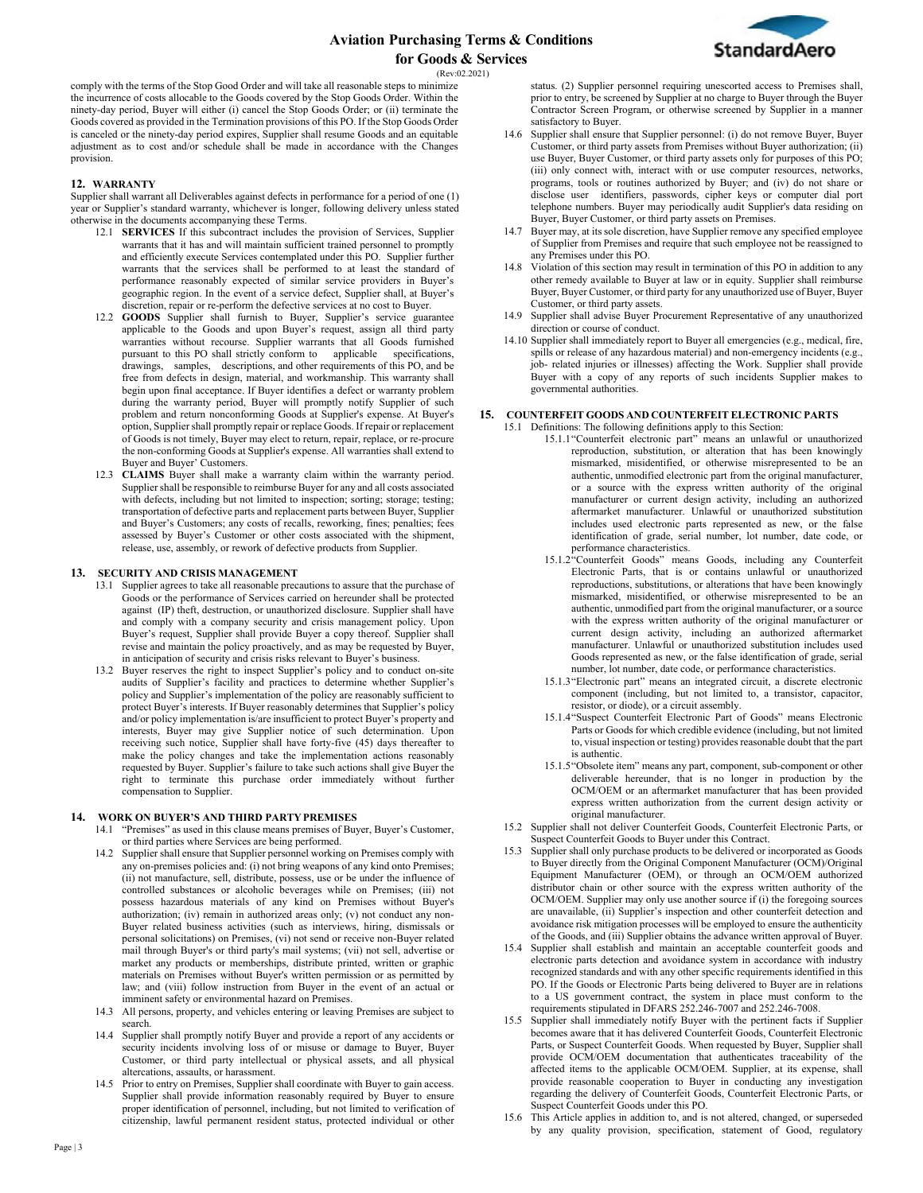comply with the terms of the Stop Good Order and will take all reasonable steps to minimize the incurrence of costs allocable to the Goods covered by the Stop Goods Order. Within the ninety-day period, Buyer will either (i) cancel the Stop Goods Order; or (ii) terminate the Goods covered as provided in the Termination provisions of this PO. If the Stop Goods Order is canceled or the ninety-day period expires, Supplier shall resume Goods and an equitable adjustment as to cost and/or schedule shall be made in accordance with the Changes provision.

## 12. WARRANTY

Supplier shall warrant all Deliverables against defects in performance for a period of one (1) year or Supplier's standard warranty, whichever is longer, following delivery unless stated otherwise in the documents accompanying these Terms.

12.1 **SERVICES** If this subcontract includes the provision of Services, Supplier warrants that it has and will maintain sufficient trained personnel to promptly and efficiently execute Services contemplated under this PO. Supplier further warrants that the services shall be performed to at least the standard of performance reasonably expected of similar service providers in Buyer's geographic region. In the event of a service defect, Supplier shall, at Buyer's discretion, repair or re-perform the defective services at no cost to Buyer.

12.2 **GOODS** Supplier shall furnish to Buyer, Supplier's service guarantee applicable to the Goods and upon Buyer's request, assign all third party warranties without recourse. Supplier warrants that all Goods furnished pursuant to this PO shall strictly conform to applicable specifications, drawings, samples, descriptions, and other requirements of this PO, and be free from defects in design, material, and workmanship. This warranty shall begin upon final acceptance. If Buyer identifies a defect or warranty problem during the warranty period, Buyer will promptly notify Supplier of such problem and return nonconforming Goods at Supplier's expense. At Buyer's option, Supplier shall promptly repair or replace Goods. If repair or replacement of Goods is not timely, Buyer may elect to return, repair, replace, or re-procure the non-conforming Goods at Supplier's expense. All warranties shall extend to Buyer and Buyer' Customers.

12.3 **CLAIMS** Buyer shall make a warranty claim within the warranty period. Supplier shall be responsible to reimburse Buyer for any and all costs associated with defects, including but not limited to inspection; sorting; storage; testing; transportation of defective parts and replacement parts between Buyer, Supplier and Buyer's Customers; any costs of recalls, reworking, fines; penalties; fees assessed by Buyer's Customer or other costs associated with the shipment, release, use, assembly, or rework of defective products from Supplier.

## 13. SECURITY AND CRISIS MANAGEMENT

13.1 Supplier agrees to take all reasonable precautions to assure that the purchase of Goods or the performance of Services carried on hereunder shall be protected against (IP) theft, destruction, or unauthorized disclosure. Supplier shall have and comply with a company security and crisis management policy. Upon Buyer's request, Supplier shall provide Buyer a copy thereof. Supplier shall revise and maintain the policy proactively, and as may be requested by Buyer, in anticipation of security and crisis risks relevant to Buyer's business.

13.2 Buyer reserves the right to inspect Supplier's policy and to conduct on-site audits of Supplier's facility and practices to determine whether Supplier's policy and Supplier's implementation of the policy are reasonably sufficient to protect Buyer's interests. If Buyer reasonably determines that Supplier's policy and/or policy implementation is/are insufficient to protect Buyer's property and interests, Buyer may give Supplier notice of such determination. Upon receiving such notice, Supplier shall have forty-five (45) days thereafter to make the policy changes and take the implementation actions reasonably requested by Buyer. Supplier's failure to take such actions shall give Buyer the right to terminate this purchase order immediately without further compensation to Supplier.

## 14. WORK ON BUYER'S AND THIRD PARTY PREMISES

14.1 "Premises" as used in this clause means premises of Buyer, Buyer's Customer, or third parties where Services are being performed.

14.2 Supplier shall ensure that Supplier personnel working on Premises comply with any on-premises policies and: (i) not bring weapons of any kind onto Premises; (ii) not manufacture, sell, distribute, possess, use or be under the influence of controlled substances or alcoholic beverages while on Premises; (iii) not possess hazardous materials of any kind on Premises without Buyer's authorization; (iv) remain in authorized areas only; (v) not conduct any non-Buyer related business activities (such as interviews, hiring, dismissals or personal solicitations) on Premises, (vi) not send or receive non-Buyer related mail through Buyer's or third party's mail systems; (vii) not sell, advertise or market any products or memberships, distribute printed, written or graphic materials on Premises without Buyer's written permission or as permitted by law; and (viii) follow instruction from Buyer in the event of an actual or imminent safety or environmental hazard on Premises.

14.3 All persons, property, and vehicles entering or leaving Premises are subject to search.

14.4 Supplier shall promptly notify Buyer and provide a report of any accidents or security incidents involving loss of or misuse or damage to Buyer, Buyer Customer, or third party intellectual or physical assets, and all physical altercations, assaults, or harassment.

14.5 Prior to entry on Premises, Supplier shall coordinate with Buyer to gain access. Supplier shall provide information reasonably required by Buyer to ensure proper identification of personnel, including, but not limited to verification of citizenship, lawful permanent resident status, protected individual or other status. (2) Supplier personnel requiring unescorted access to Premises shall, prior to entry, be screened by Supplier at no charge to Buyer through the Buyer Contractor Screen Program, or otherwise screened by Supplier in a manner satisfactory to Buyer.

14.6 Supplier shall ensure that Supplier personnel: (i) do not remove Buyer, Buyer Customer, or third party assets from Premises without Buyer authorization; (ii) use Buyer, Buyer Customer, or third party assets only for purposes of this PO; (iii) only connect with, interact with or use computer resources, networks, programs, tools or routines authorized by Buyer; and (iv) do not share or disclose user identifiers, passwords, cipher keys or computer dial port telephone numbers. Buyer may periodically audit Supplier's data residing on Buyer, Buyer Customer, or third party assets on Premises.

14.7 Buyer may, at its sole discretion, have Supplier remove any specified employee of Supplier from Premises and require that such employee not be reassigned to any Premises under this PO.

14.8 Violation of this section may result in termination of this PO in addition to any other remedy available to Buyer at law or in equity. Supplier shall reimburse Buyer, Buyer Customer, or third party for any unauthorized use of Buyer, Buyer Customer, or third party assets.

14.9 Supplier shall advise Buyer Procurement Representative of any unauthorized direction or course of conduct.

14.10 Supplier shall immediately report to Buyer all emergencies (e.g., medical, fire, spills or release of any hazardous material) and non-emergency incidents (e.g., job- related injuries or illnesses) affecting the Work. Supplier shall provide Buyer with a copy of any reports of such incidents Supplier makes to governmental authorities.

## 15. COUNTERFEIT GOODS AND COUNTERFEIT ELECTRONIC PARTS

15.1 Definitions: The following definitions apply to this Section:

15.1.1 "Counterfeit electronic part" means an unlawful or unauthorized reproduction, substitution, or alteration that has been knowingly mismarked, misidentified, or otherwise misrepresented to be an authentic, unmodified electronic part from the original manufacturer, or a source with the express written authority of the original manufacturer or current design activity, including an authorized aftermarket manufacturer. Unlawful or unauthorized substitution includes used electronic parts represented as new, or the false identification of grade, serial number, lot number, date code, or performance characteristics.

15.1.2 "Counterfeit Goods" means Goods, including any Counterfeit Electronic Parts, that is or contains unlawful or unauthorized reproductions, substitutions, or alterations that have been knowingly mismarked, misidentified, or otherwise misrepresented to be an authentic, unmodified part from the original manufacturer, or a source with the express written authority of the original manufacturer or current design activity, including an authorized aftermarket manufacturer. Unlawful or unauthorized substitution includes used Goods represented as new, or the false identification of grade, serial number, lot number, date code, or performance characteristics.

15.1.3 "Electronic part" means an integrated circuit, a discrete electronic component (including, but not limited to, a transistor, capacitor, resistor, or diode), or a circuit assembly.

15.1.4 "Suspect Counterfeit Electronic Part of Goods" means Electronic Parts or Goods for which credible evidence (including, but not limited to, visual inspection or testing) provides reasonable doubt that the part is authentic.

15.1.5 "Obsolete item" means any part, component, sub-component or other deliverable hereunder, that is no longer in production by the OCM/OEM or an aftermarket manufacturer that has been provided express written authorization from the current design activity or original manufacturer.

15.2 Supplier shall not deliver Counterfeit Goods, Counterfeit Electronic Parts, or Suspect Counterfeit Goods to Buyer under this Contract.

15.3 Supplier shall only purchase products to be delivered or incorporated as Goods to Buyer directly from the Original Component Manufacturer (OCM)/Original Equipment Manufacturer (OEM), or through an OCM/OEM authorized distributor chain or other source with the express written authority of the OCM/OEM. Supplier may only use another source if (i) the foregoing sources are unavailable, (ii) Supplier's inspection and other counterfeit detection and avoidance risk mitigation processes will be employed to ensure the authenticity of the Goods, and (iii) Supplier obtains the advance written approval of Buyer.

15.4 Supplier shall establish and maintain an acceptable counterfeit goods and electronic parts detection and avoidance system in accordance with industry recognized standards and with any other specific requirements identified in this PO. If the Goods or Electronic Parts being delivered to Buyer are in relations to a US government contract, the system in place must conform to the requirements stipulated in DFARS 252.246-7007 and 252.246-7008.

15.5 Supplier shall immediately notify Buyer with the pertinent facts if Supplier becomes aware that it has delivered Counterfeit Goods, Counterfeit Electronic Parts, or Suspect Counterfeit Goods. When requested by Buyer, Supplier shall provide OCM/OEM documentation that authenticates traceability of the affected items to the applicable OCM/OEM. Supplier, at its expense, shall provide reasonable cooperation to Buyer in conducting any investigation regarding the delivery of Counterfeit Goods, Counterfeit Electronic Parts, or Suspect Counterfeit Goods under this PO.

15.6 This Article applies in addition to, and is not altered, changed, or superseded by any quality provision, specification, statement of Good, regulatory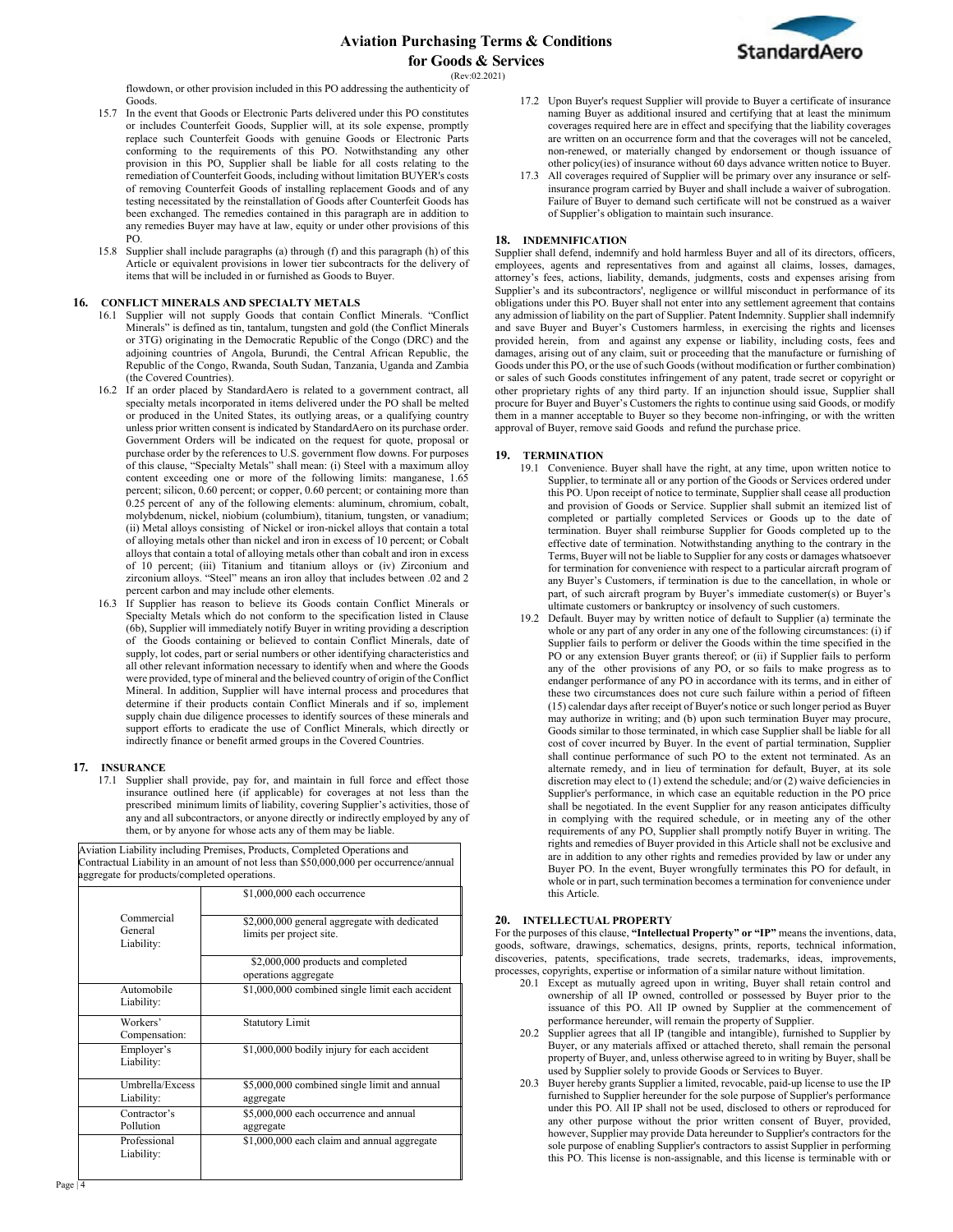flowdown, or other provision included in this PO addressing the authenticity of Goods.

15.7 In the event that Goods or Electronic Parts delivered under this PO constitutes or includes Counterfeit Goods, Supplier will, at its sole expense, promptly replace such Counterfeit Goods with genuine Goods or Electronic Parts conforming to the requirements of this PO. Notwithstanding any other provision in this PO, Supplier shall be liable for all costs relating to the remediation of Counterfeit Goods, including without limitation BUYER's costs of removing Counterfeit Goods of installing replacement Goods and of any testing necessitated by the reinstallation of Goods after Counterfeit Goods has been exchanged. The remedies contained in this paragraph are in addition to any remedies Buyer may have at law, equity or under other provisions of this PO.

15.8 Supplier shall include paragraphs (a) through (f) and this paragraph (h) of this Article or equivalent provisions in lower tier subcontracts for the delivery of items that will be included in or furnished as Goods to Buyer.

## 16. CONFLICT MINERALS AND SPECIALTY METALS

16.1 Supplier will not supply Goods that contain Conflict Minerals. "Conflict Minerals" is defined as tin, tantalum, tungsten and gold (the Conflict Minerals or 3TG) originating in the Democratic Republic of the Congo (DRC) and the adjoining countries of Angola, Burundi, the Central African Republic, the Republic of the Congo, Rwanda, South Sudan, Tanzania, Uganda and Zambia (the Covered Countries).

16.2 If an order placed by StandardAero is related to a government contract, all specialty metals incorporated in items delivered under the PO shall be melted or produced in the United States, its outlying areas, or a qualifying country unless prior written consent is indicated by StandardAero on its purchase order. Government Orders will be indicated on the request for quote, proposal or purchase order by the references to U.S. government flow downs. For purposes of this clause, "Specialty Metals" shall mean: (i) Steel with a maximum alloy content exceeding one or more of the following limits: manganese, 1.65 percent; silicon, 0.60 percent; or copper, 0.60 percent; or containing more than 0.25 percent of any of the following elements: aluminum, chromium, cobalt, molybdenum, nickel, niobium (columbium), titanium, tungsten, or vanadium; (ii) Metal alloys consisting of Nickel or iron-nickel alloys that contain a total of alloying metals other than nickel and iron in excess of 10 percent; or Cobalt alloys that contain a total of alloying metals other than cobalt and iron in excess of 10 percent; (iii) Titanium and titanium alloys or (iv) Zirconium and zirconium alloys. "Steel" means an iron alloy that includes between .02 and 2 percent carbon and may include other elements.

16.3 If Supplier has reason to believe its Goods contain Conflict Minerals or Specialty Metals which do not conform to the specification listed in Clause (6b), Supplier will immediately notify Buyer in writing providing a description of the Goods containing or believed to contain Conflict Minerals, date of supply, lot codes, part or serial numbers or other identifying characteristics and all other relevant information necessary to identify when and where the Goods were provided, type of mineral and the believed country of origin of the Conflict Mineral. In addition, Supplier will have internal process and procedures that determine if their products contain Conflict Minerals and if so, implement supply chain due diligence processes to identify sources of these minerals and support efforts to eradicate the use of Conflict Minerals, which directly or indirectly finance or benefit armed groups in the Covered Countries.

## 17. INSURANCE

17.1 Supplier shall provide, pay for, and maintain in full force and effect those insurance outlined here (if applicable) for coverages at not less than the prescribed minimum limits of liability, covering Supplier's activities, those of any and all subcontractors, or anyone directly or indirectly employed by any of them, or by anyone for whose acts any of them may be liable.

| Aviation Liability including Premises, Products, Completed Operations and Contractual Liability in an amount of not less than $50,000,000 per occurrence/annual aggregate for products/completed operations. | |
|---|---|
| Commercial General Liability: | $1,000,000 each occurrence |
| | $2,000,000 general aggregate with dedicated limits per project site. |
| | $2,000,000 products and completed operations aggregate |
| Automobile Liability: | $1,000,000 combined single limit each accident |
| Workers' Compensation: | Statutory Limit |
| Employer's Liability: | $1,000,000 bodily injury for each accident |
| Umbrella/Excess Liability: | $5,000,000 combined single limit and annual aggregate |
| Contractor's Pollution | $5,000,000 each occurrence and annual aggregate |
| Professional Liability: | $1,000,000 each claim and annual aggregate |

17.2 Upon Buyer's request Supplier will provide to Buyer a certificate of insurance naming Buyer as additional insured and certifying that at least the minimum coverages required here are in effect and specifying that the liability coverages are written on an occurrence form and that the coverages will not be canceled, non-renewed, or materially changed by endorsement or though issuance of other policy(ies) of insurance without 60 days advance written notice to Buyer.

17.3 All coverages required of Supplier will be primary over any insurance or self-insurance program carried by Buyer and shall include a waiver of subrogation. Failure of Buyer to demand such certificate will not be construed as a waiver of Supplier's obligation to maintain such insurance.

## 18. INDEMNIFICATION

Supplier shall defend, indemnify and hold harmless Buyer and all of its directors, officers, employees, agents and representatives from and against all claims, losses, damages, attorney's fees, actions, liability, demands, judgments, costs and expenses arising from Supplier's and its subcontractors', negligence or willful misconduct in performance of its obligations under this PO. Buyer shall not enter into any settlement agreement that contains any admission of liability on the part of Supplier. Patent Indemnity. Supplier shall indemnify and save Buyer and Buyer's Customers harmless, in exercising the rights and licenses provided herein, from and against any expense or liability, including costs, fees and damages, arising out of any claim, suit or proceeding that the manufacture or furnishing of Goods under this PO, or the use of such Goods (without modification or further combination) or sales of such Goods constitutes infringement of any patent, trade secret or copyright or other proprietary rights of any third party. If an injunction should issue, Supplier shall procure for Buyer and Buyer's Customers the rights to continue using said Goods, or modify them in a manner acceptable to Buyer so they become non-infringing, or with the written approval of Buyer, remove said Goods and refund the purchase price.

## 19. TERMINATION

19.1 Convenience. Buyer shall have the right, at any time, upon written notice to Supplier, to terminate all or any portion of the Goods or Services ordered under this PO. Upon receipt of notice to terminate, Supplier shall cease all production and provision of Goods or Service. Supplier shall submit an itemized list of completed or partially completed Services or Goods up to the date of termination. Buyer shall reimburse Supplier for Goods completed up to the effective date of termination. Notwithstanding anything to the contrary in the Terms, Buyer will not be liable to Supplier for any costs or damages whatsoever for termination for convenience with respect to a particular aircraft program of any Buyer's Customers, if termination is due to the cancellation, in whole or part, of such aircraft program by Buyer's immediate customer(s) or Buyer's ultimate customers or bankruptcy or insolvency of such customers.

19.2 Default. Buyer may by written notice of default to Supplier (a) terminate the whole or any part of any order in any one of the following circumstances: (i) if Supplier fails to perform or deliver the Goods within the time specified in the PO or any extension Buyer grants thereof; or (ii) if Supplier fails to perform any of the other provisions of any PO, or so fails to make progress as to endanger performance of any PO in accordance with its terms, and in either of these two circumstances does not cure such failure within a period of fifteen (15) calendar days after receipt of Buyer's notice or such longer period as Buyer may authorize in writing; and (b) upon such termination Buyer may procure, Goods similar to those terminated, in which case Supplier shall be liable for all cost of cover incurred by Buyer. In the event of partial termination, Supplier shall continue performance of such PO to the extent not terminated. As an alternate remedy, and in lieu of termination for default, Buyer, at its sole discretion may elect to (1) extend the schedule; and/or (2) waive deficiencies in Supplier's performance, in which case an equitable reduction in the PO price shall be negotiated. In the event Supplier for any reason anticipates difficulty in complying with the required schedule, or in meeting any of the other requirements of any PO, Supplier shall promptly notify Buyer in writing. The rights and remedies of Buyer provided in this Article shall not be exclusive and are in addition to any other rights and remedies provided by law or under any Buyer PO. In the event, Buyer wrongfully terminates this PO for default, in whole or in part, such termination becomes a termination for convenience under this Article.

## 20. INTELLECTUAL PROPERTY

For the purposes of this clause, **"Intellectual Property" or "IP"** means the inventions, data, goods, software, drawings, schematics, designs, prints, reports, technical information, discoveries, patents, specifications, trade secrets, trademarks, ideas, improvements, processes, copyrights, expertise or information of a similar nature without limitation.

20.1 Except as mutually agreed upon in writing, Buyer shall retain control and ownership of all IP owned, controlled or possessed by Buyer prior to the issuance of this PO. All IP owned by Supplier at the commencement of performance hereunder, will remain the property of Supplier.

20.2 Supplier agrees that all IP (tangible and intangible), furnished to Supplier by Buyer, or any materials affixed or attached thereto, shall remain the personal property of Buyer, and, unless otherwise agreed to in writing by Buyer, shall be used by Supplier solely to provide Goods or Services to Buyer.

20.3 Buyer hereby grants Supplier a limited, revocable, paid-up license to use the IP furnished to Supplier hereunder for the sole purpose of Supplier's performance under this PO. All IP shall not be used, disclosed to others or reproduced for any other purpose without the prior written consent of Buyer, provided, however, Supplier may provide Data hereunder to Supplier's contractors for the sole purpose of enabling Supplier's contractors to assist Supplier in performing this PO. This license is non-assignable, and this license is terminable with or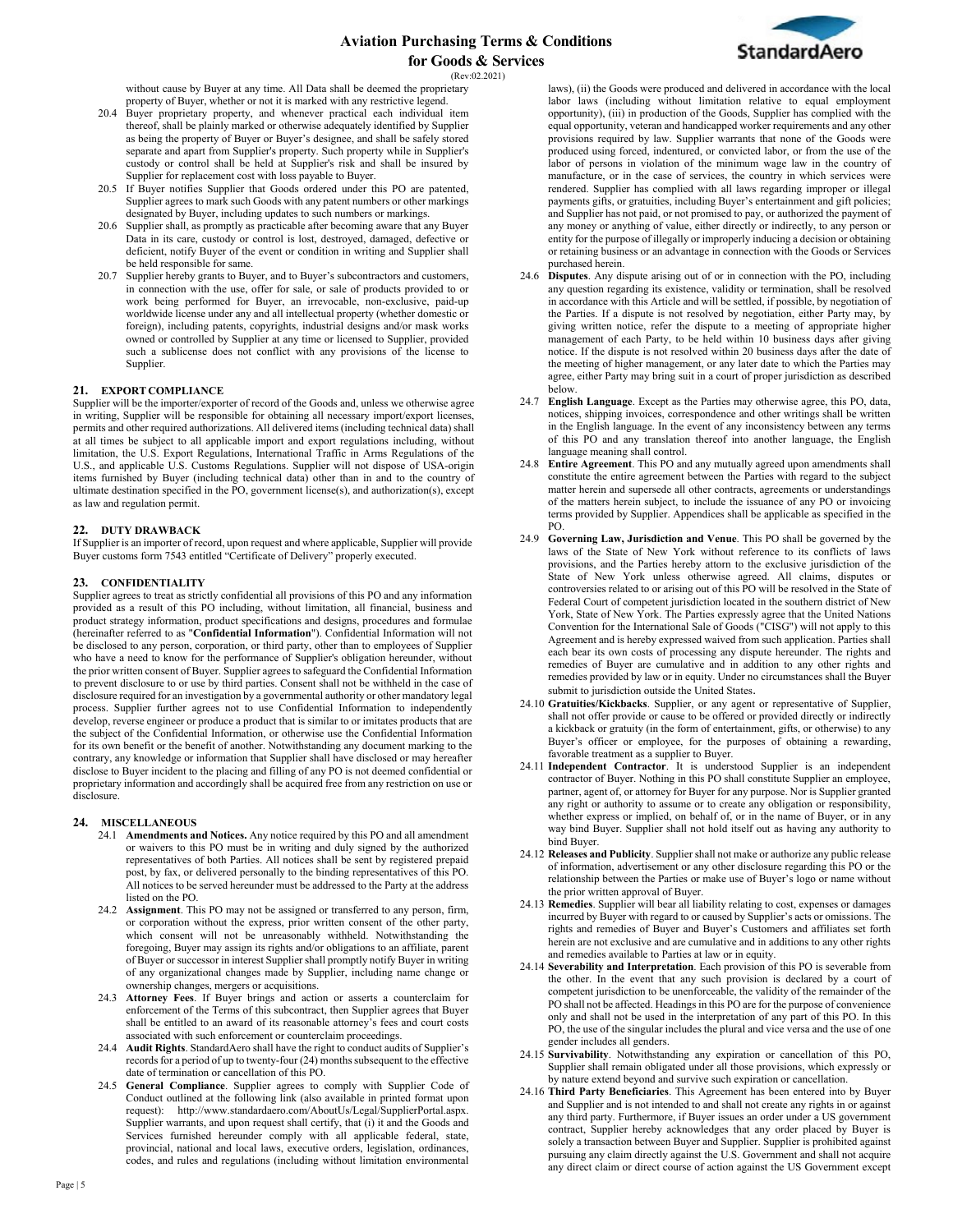without cause by Buyer at any time. All Data shall be deemed the proprietary property of Buyer, whether or not it is marked with any restrictive legend.

20.4 Buyer proprietary property, and whenever practical each individual item thereof, shall be plainly marked or otherwise adequately identified by Supplier as being the property of Buyer or Buyer's designee, and shall be safely stored separate and apart from Supplier's property. Such property while in Supplier's custody or control shall be held at Supplier's risk and shall be insured by Supplier for replacement cost with loss payable to Buyer.

20.5 If Buyer notifies Supplier that Goods ordered under this PO are patented, Supplier agrees to mark such Goods with any patent numbers or other markings designated by Buyer, including updates to such numbers or markings.

20.6 Supplier shall, as promptly as practicable after becoming aware that any Buyer Data in its care, custody or control is lost, destroyed, damaged, defective or deficient, notify Buyer of the event or condition in writing and Supplier shall be held responsible for same.

20.7 Supplier hereby grants to Buyer, and to Buyer's subcontractors and customers, in connection with the use, offer for sale, or sale of products provided to or work being performed for Buyer, an irrevocable, non-exclusive, paid-up worldwide license under any and all intellectual property (whether domestic or foreign), including patents, copyrights, industrial designs and/or mask works owned or controlled by Supplier at any time or licensed to Supplier, provided such a sublicense does not conflict with any provisions of the license to Supplier.

## 21. EXPORT COMPLIANCE

Supplier will be the importer/exporter of record of the Goods and, unless we otherwise agree in writing, Supplier will be responsible for obtaining all necessary import/export licenses, permits and other required authorizations. All delivered items (including technical data) shall at all times be subject to all applicable import and export regulations including, without limitation, the U.S. Export Regulations, International Traffic in Arms Regulations of the U.S., and applicable U.S. Customs Regulations. Supplier will not dispose of USA-origin items furnished by Buyer (including technical data) other than in and to the country of ultimate destination specified in the PO, government license(s), and authorization(s), except as law and regulation permit.

## 22. DUTY DRAWBACK

If Supplier is an importer of record, upon request and where applicable, Supplier will provide Buyer customs form 7543 entitled "Certificate of Delivery" properly executed.

## 23. CONFIDENTIALITY

Supplier agrees to treat as strictly confidential all provisions of this PO and any information provided as a result of this PO including, without limitation, all financial, business and product strategy information, product specifications and designs, procedures and formulae (hereinafter referred to as "**Confidential Information**"). Confidential Information will not be disclosed to any person, corporation, or third party, other than to employees of Supplier who have a need to know for the performance of Supplier's obligation hereunder, without the prior written consent of Buyer. Supplier agrees to safeguard the Confidential Information to prevent disclosure to or use by third parties. Consent shall not be withheld in the case of disclosure required for an investigation by a governmental authority or other mandatory legal process. Supplier further agrees not to use Confidential Information to independently develop, reverse engineer or produce a product that is similar to or imitates products that are the subject of the Confidential Information, or otherwise use the Confidential Information for its own benefit or the benefit of another. Notwithstanding any document marking to the contrary, any knowledge or information that Supplier shall have disclosed or may hereafter disclose to Buyer incident to the placing and filling of any PO is not deemed confidential or proprietary information and accordingly shall be acquired free from any restriction on use or disclosure.

## 24. MISCELLANEOUS

24.1 **Amendments and Notices.** Any notice required by this PO and all amendment or waivers to this PO must be in writing and duly signed by the authorized representatives of both Parties. All notices shall be sent by registered prepaid post, by fax, or delivered personally to the binding representatives of this PO. All notices to be served hereunder must be addressed to the Party at the address listed on the PO.

24.2 **Assignment**. This PO may not be assigned or transferred to any person, firm, or corporation without the express, prior written consent of the other party, which consent will not be unreasonably withheld. Notwithstanding the foregoing, Buyer may assign its rights and/or obligations to an affiliate, parent of Buyer or successor in interest Supplier shall promptly notify Buyer in writing of any organizational changes made by Supplier, including name change or ownership changes, mergers or acquisitions.

24.3 **Attorney Fees**. If Buyer brings and action or asserts a counterclaim for enforcement of the Terms of this subcontract, then Supplier agrees that Buyer shall be entitled to an award of its reasonable attorney's fees and court costs associated with such enforcement or counterclaim proceedings.

24.4 **Audit Rights**. StandardAero shall have the right to conduct audits of Supplier's records for a period of up to twenty-four (24) months subsequent to the effective date of termination or cancellation of this PO.

24.5 **General Compliance**. Supplier agrees to comply with Supplier Code of Conduct outlined at the following link (also available in printed format upon request): http://www.standardaero.com/AboutUs/Legal/SupplierPortal.aspx. Supplier warrants, and upon request shall certify, that (i) it and the Goods and Services furnished hereunder comply with all applicable federal, state, provincial, national and local laws, executive orders, legislation, ordinances, codes, and rules and regulations (including without limitation environmental laws), (ii) the Goods were produced and delivered in accordance with the local labor laws (including without limitation relative to equal employment opportunity), (iii) in production of the Goods, Supplier has complied with the equal opportunity, veteran and handicapped worker requirements and any other provisions required by law. Supplier warrants that none of the Goods were produced using forced, indentured, or convicted labor, or from the use of the labor of persons in violation of the minimum wage law in the country of manufacture, or in the case of services, the country in which services were rendered. Supplier has complied with all laws regarding improper or illegal payments gifts, or gratuities, including Buyer's entertainment and gift policies; and Supplier has not paid, or not promised to pay, or authorized the payment of any money or anything of value, either directly or indirectly, to any person or entity for the purpose of illegally or improperly inducing a decision or obtaining or retaining business or an advantage in connection with the Goods or Services purchased herein.

24.6 **Disputes**. Any dispute arising out of or in connection with the PO, including any question regarding its existence, validity or termination, shall be resolved in accordance with this Article and will be settled, if possible, by negotiation of the Parties. If a dispute is not resolved by negotiation, either Party may, by giving written notice, refer the dispute to a meeting of appropriate higher management of each Party, to be held within 10 business days after giving notice. If the dispute is not resolved within 20 business days after the date of the meeting of higher management, or any later date to which the Parties may agree, either Party may bring suit in a court of proper jurisdiction as described below.

24.7 **English Language**. Except as the Parties may otherwise agree, this PO, data, notices, shipping invoices, correspondence and other writings shall be written in the English language. In the event of any inconsistency between any terms of this PO and any translation thereof into another language, the English language meaning shall control.

24.8 **Entire Agreement**. This PO and any mutually agreed upon amendments shall constitute the entire agreement between the Parties with regard to the subject matter herein and supersede all other contracts, agreements or understandings of the matters herein subject, to include the issuance of any PO or invoicing terms provided by Supplier. Appendices shall be applicable as specified in the PO.

24.9 **Governing Law, Jurisdiction and Venue**. This PO shall be governed by the laws of the State of New York without reference to its conflicts of laws provisions, and the Parties hereby attorn to the exclusive jurisdiction of the State of New York unless otherwise agreed. All claims, disputes or controversies related to or arising out of this PO will be resolved in the State of Federal Court of competent jurisdiction located in the southern district of New York, State of New York. The Parties expressly agree that the United Nations Convention for the International Sale of Goods ("CISG") will not apply to this Agreement and is hereby expressed waived from such application. Parties shall each bear its own costs of processing any dispute hereunder. The rights and remedies of Buyer are cumulative and in addition to any other rights and remedies provided by law or in equity. Under no circumstances shall the Buyer submit to jurisdiction outside the United States.

24.10 **Gratuities/Kickbacks**. Supplier, or any agent or representative of Supplier, shall not offer provide or cause to be offered or provided directly or indirectly a kickback or gratuity (in the form of entertainment, gifts, or otherwise) to any Buyer's officer or employee, for the purposes of obtaining a rewarding, favorable treatment as a supplier to Buyer.

24.11 **Independent Contractor**. It is understood Supplier is an independent contractor of Buyer. Nothing in this PO shall constitute Supplier an employee, partner, agent of, or attorney for Buyer for any purpose. Nor is Supplier granted any right or authority to assume or to create any obligation or responsibility, whether express or implied, on behalf of, or in the name of Buyer, or in any way bind Buyer. Supplier shall not hold itself out as having any authority to bind Buyer.

24.12 **Releases and Publicity**. Supplier shall not make or authorize any public release of information, advertisement or any other disclosure regarding this PO or the relationship between the Parties or make use of Buyer's logo or name without the prior written approval of Buyer.

24.13 **Remedies**. Supplier will bear all liability relating to cost, expenses or damages incurred by Buyer with regard to or caused by Supplier's acts or omissions. The rights and remedies of Buyer and Buyer's Customers and affiliates set forth herein are not exclusive and are cumulative and in additions to any other rights and remedies available to Parties at law or in equity.

24.14 **Severability and Interpretation**. Each provision of this PO is severable from the other. In the event that any such provision is declared by a court of competent jurisdiction to be unenforceable, the validity of the remainder of the PO shall not be affected. Headings in this PO are for the purpose of convenience only and shall not be used in the interpretation of any part of this PO. In this PO, the use of the singular includes the plural and vice versa and the use of one gender includes all genders.

24.15 **Survivability**. Notwithstanding any expiration or cancellation of this PO, Supplier shall remain obligated under all those provisions, which expressly or by nature extend beyond and survive such expiration or cancellation.

24.16 **Third Party Beneficiaries**. This Agreement has been entered into by Buyer and Supplier and is not intended to and shall not create any rights in or against any third party. Furthermore, if Buyer issues an order under a US government contract, Supplier hereby acknowledges that any order placed by Buyer is solely a transaction between Buyer and Supplier. Supplier is prohibited against pursuing any claim directly against the U.S. Government and shall not acquire any direct claim or direct course of action against the US Government except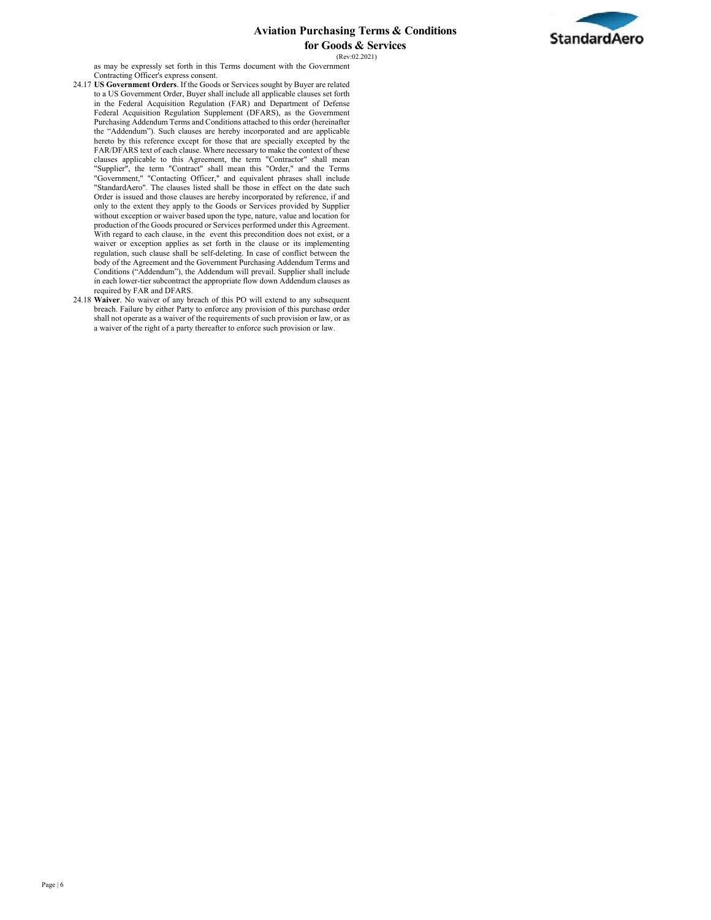as may be expressly set forth in this Terms document with the Government Contracting Officer's express consent.

24.17 **US Government Orders**. If the Goods or Services sought by Buyer are related to a US Government Order, Buyer shall include all applicable clauses set forth in the Federal Acquisition Regulation (FAR) and Department of Defense Federal Acquisition Regulation Supplement (DFARS), as the Government Purchasing Addendum Terms and Conditions attached to this order (hereinafter the "Addendum"). Such clauses are hereby incorporated and are applicable hereto by this reference except for those that are specially excepted by the FAR/DFARS text of each clause. Where necessary to make the context of these clauses applicable to this Agreement, the term "Contractor" shall mean "Supplier", the term "Contract" shall mean this "Order," and the Terms "Government," "Contacting Officer," and equivalent phrases shall include "StandardAero". The clauses listed shall be those in effect on the date such Order is issued and those clauses are hereby incorporated by reference, if and only to the extent they apply to the Goods or Services provided by Supplier without exception or waiver based upon the type, nature, value and location for production of the Goods procured or Services performed under this Agreement. With regard to each clause, in the event this precondition does not exist, or a waiver or exception applies as set forth in the clause or its implementing regulation, such clause shall be self-deleting. In case of conflict between the body of the Agreement and the Government Purchasing Addendum Terms and Conditions ("Addendum"), the Addendum will prevail. Supplier shall include in each lower-tier subcontract the appropriate flow down Addendum clauses as required by FAR and DFARS.

24.18 **Waiver**. No waiver of any breach of this PO will extend to any subsequent breach. Failure by either Party to enforce any provision of this purchase order shall not operate as a waiver of the requirements of such provision or law, or as a waiver of the right of a party thereafter to enforce such provision or law.